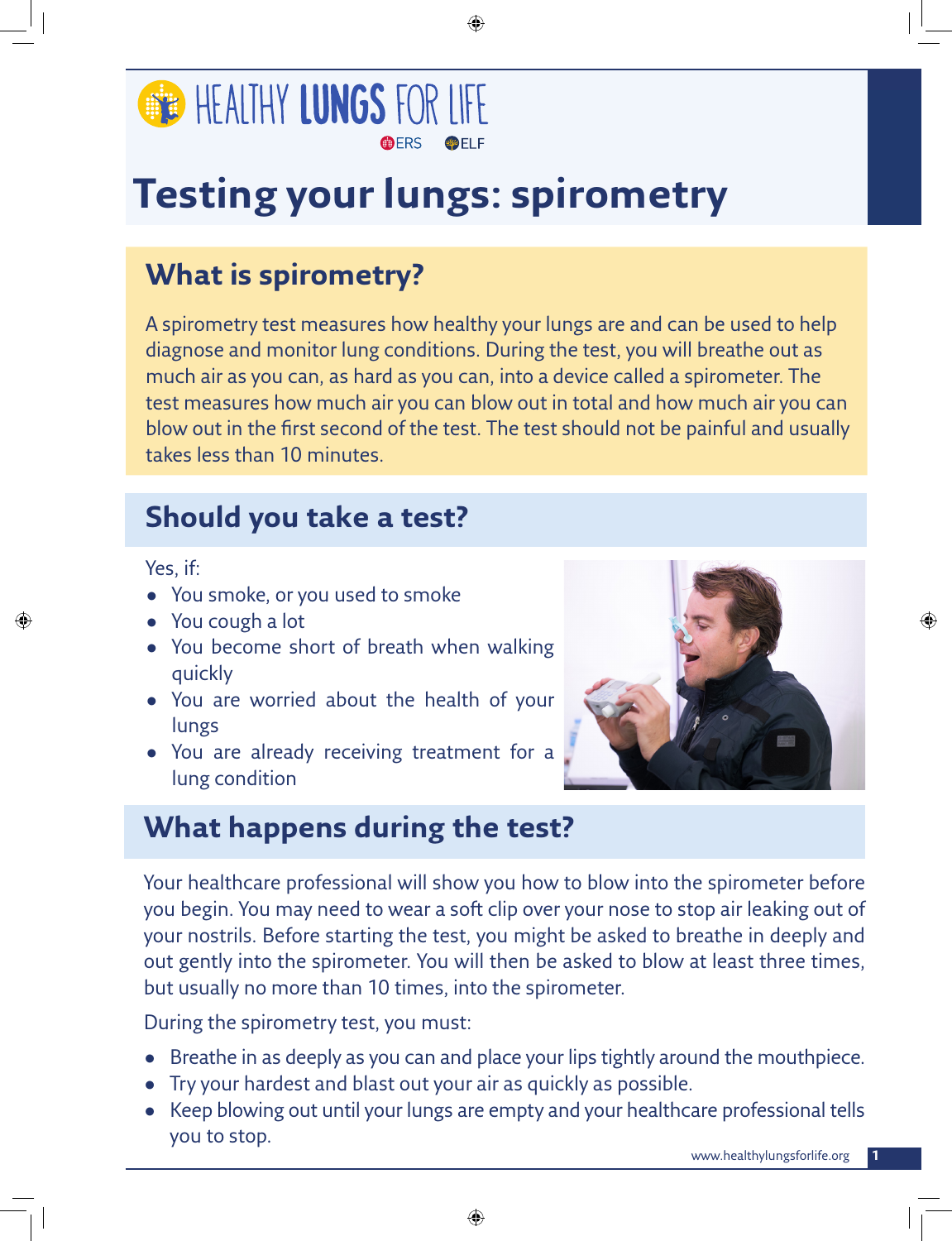HEALTHY LUNGS FOR LIFE

ERS ELF

# Testing your lungs: spirometry

## What is spirometry?

A spirometry test measures how healthy your lungs are and can be used to help diagnose and monitor lung conditions. During the test, you will breathe out as much air as you can, as hard as you can, into a device called a spirometer. The test measures how much air you can blow out in total and how much air you can blow out in the first second of the test. The test should not be painful and usually takes less than 10 minutes.

## Should you take a test?

Yes, if:

- You smoke, or you used to smoke
- You cough a lot
- You become short of breath when walking quickly
- You are worried about the health of your lungs
- You are already receiving treatment for a lung condition

## What happens during the test?

Your healthcare professional will show you how to blow into the spirometer before you begin. You may need to wear a soft clip over your nose to stop air leaking out of your nostrils. Before starting the test, you might be asked to breathe in deeply and out gently into the spirometer. You will then be asked to blow at least three times, but usually no more than 10 times, into the spirometer.

During the spirometry test, you must:

- Breathe in as deeply as you can and place your lips tightly around the mouthpiece.
- Try your hardest and blast out your air as quickly as possible.
- Keep blowing out until your lungs are empty and your healthcare professional tells you to stop.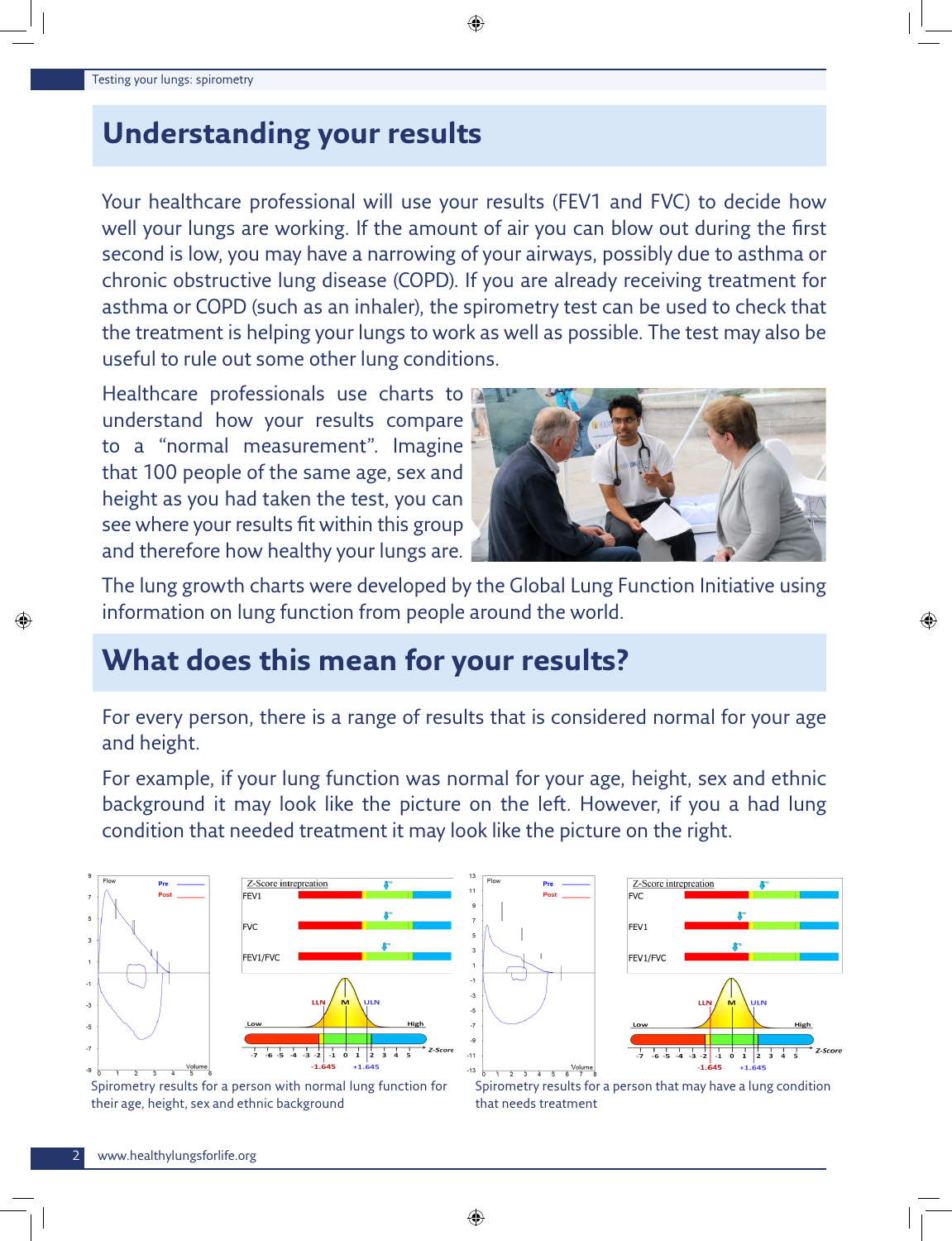# Understanding your results

Your healthcare professional will use your results (FEV1 and FVC) to decide how well your lungs are working. If the amount of air you can blow out during the first second is low, you may have a narrowing of your airways, possibly due to asthma or chronic obstructive lung disease (COPD). If you are already receiving treatment for asthma or COPD (such as an inhaler), the spirometry test can be used to check that the treatment is helping your lungs to work as well as possible. The test may also be useful to rule out some other lung conditions.

Healthcare professionals use charts to understand how your results compare to a "normal measurement". Imagine that 100 people of the same age, sex and height as you had taken the test, you can see where your results fit within this group and therefore how healthy your lungs are.

The lung growth charts were developed by the Global Lung Function Initiative using information on lung function from people around the world.

# What does this mean for your results?

For every person, there is a range of results that is considered normal for your age and height.

For example, if your lung function was normal for your age, height, sex and ethnic background it may look like the picture on the left. However, if you a had lung condition that needed treatment it may look like the picture on the right.

Spirometry results for a person with normal lung function for their age, height, sex and ethnic background

Spirometry results for a person that may have a lung condition that needs treatment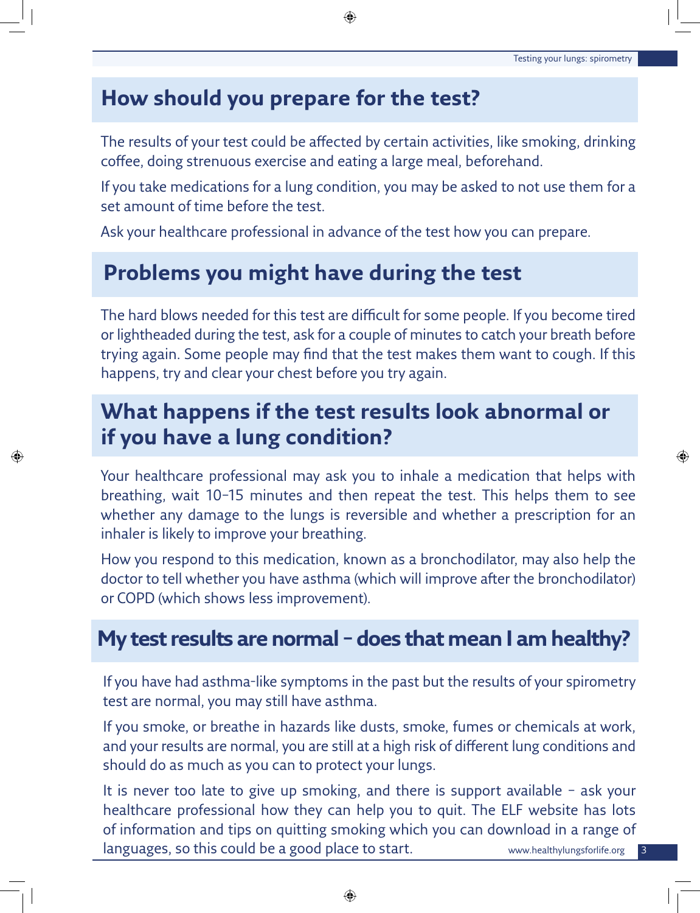## How should you prepare for the test?

The results of your test could be affected by certain activities, like smoking, drinking coffee, doing strenuous exercise and eating a large meal, beforehand.

If you take medications for a lung condition, you may be asked to not use them for a set amount of time before the test.

Ask your healthcare professional in advance of the test how you can prepare.

## Problems you might have during the test

The hard blows needed for this test are difficult for some people. If you become tired or lightheaded during the test, ask for a couple of minutes to catch your breath before trying again. Some people may find that the test makes them want to cough. If this happens, try and clear your chest before you try again.

## What happens if the test results look abnormal or if you have a lung condition?

Your healthcare professional may ask you to inhale a medication that helps with breathing, wait 10–15 minutes and then repeat the test. This helps them to see whether any damage to the lungs is reversible and whether a prescription for an inhaler is likely to improve your breathing.

How you respond to this medication, known as a bronchodilator, may also help the doctor to tell whether you have asthma (which will improve after the bronchodilator) or COPD (which shows less improvement).

## My test results are normal – does that mean I am healthy?

If you have had asthma-like symptoms in the past but the results of your spirometry test are normal, you may still have asthma.

If you smoke, or breathe in hazards like dusts, smoke, fumes or chemicals at work, and your results are normal, you are still at a high risk of different lung conditions and should do as much as you can to protect your lungs.

It is never too late to give up smoking, and there is support available – ask your healthcare professional how they can help you to quit. The ELF website has lots of information and tips on quitting smoking which you can download in a range of languages, so this could be a good place to start.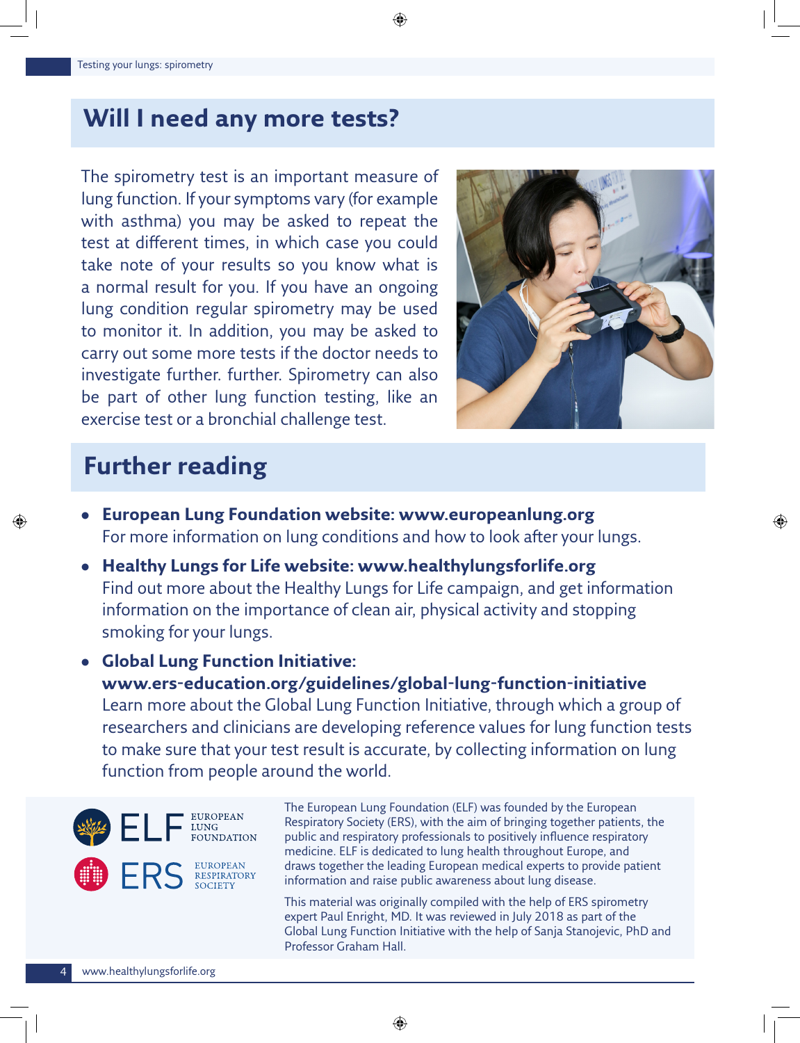## Will I need any more tests?

The spirometry test is an important measure of lung function. If your symptoms vary (for example with asthma) you may be asked to repeat the test at different times, in which case you could take note of your results so you know what is a normal result for you. If you have an ongoing lung condition regular spirometry may be used to monitor it. In addition, you may be asked to carry out some more tests if the doctor needs to investigate further. further. Spirometry can also be part of other lung function testing, like an exercise test or a bronchial challenge test.

## Further reading

- **European Lung Foundation website: www.europeanlung.org**
  For more information on lung conditions and how to look after your lungs.
- **Healthy Lungs for Life website: www.healthylungsforlife.org**
  Find out more about the Healthy Lungs for Life campaign, and get information information on the importance of clean air, physical activity and stopping smoking for your lungs.
- **Global Lung Function Initiative: www.ers-education.org/guidelines/global-lung-function-initiative**
  Learn more about the Global Lung Function Initiative, through which a group of researchers and clinicians are developing reference values for lung function tests to make sure that your test result is accurate, by collecting information on lung function from people around the world.

ELF EUROPEAN LUNG FOUNDATION

ERS EUROPEAN RESPIRATORY SOCIETY

The European Lung Foundation (ELF) was founded by the European Respiratory Society (ERS), with the aim of bringing together patients, the public and respiratory professionals to positively influence respiratory medicine. ELF is dedicated to lung health throughout Europe, and draws together the leading European medical experts to provide patient information and raise public awareness about lung disease.

This material was originally compiled with the help of ERS spirometry expert Paul Enright, MD. It was reviewed in July 2018 as part of the Global Lung Function Initiative with the help of Sanja Stanojevic, PhD and Professor Graham Hall.